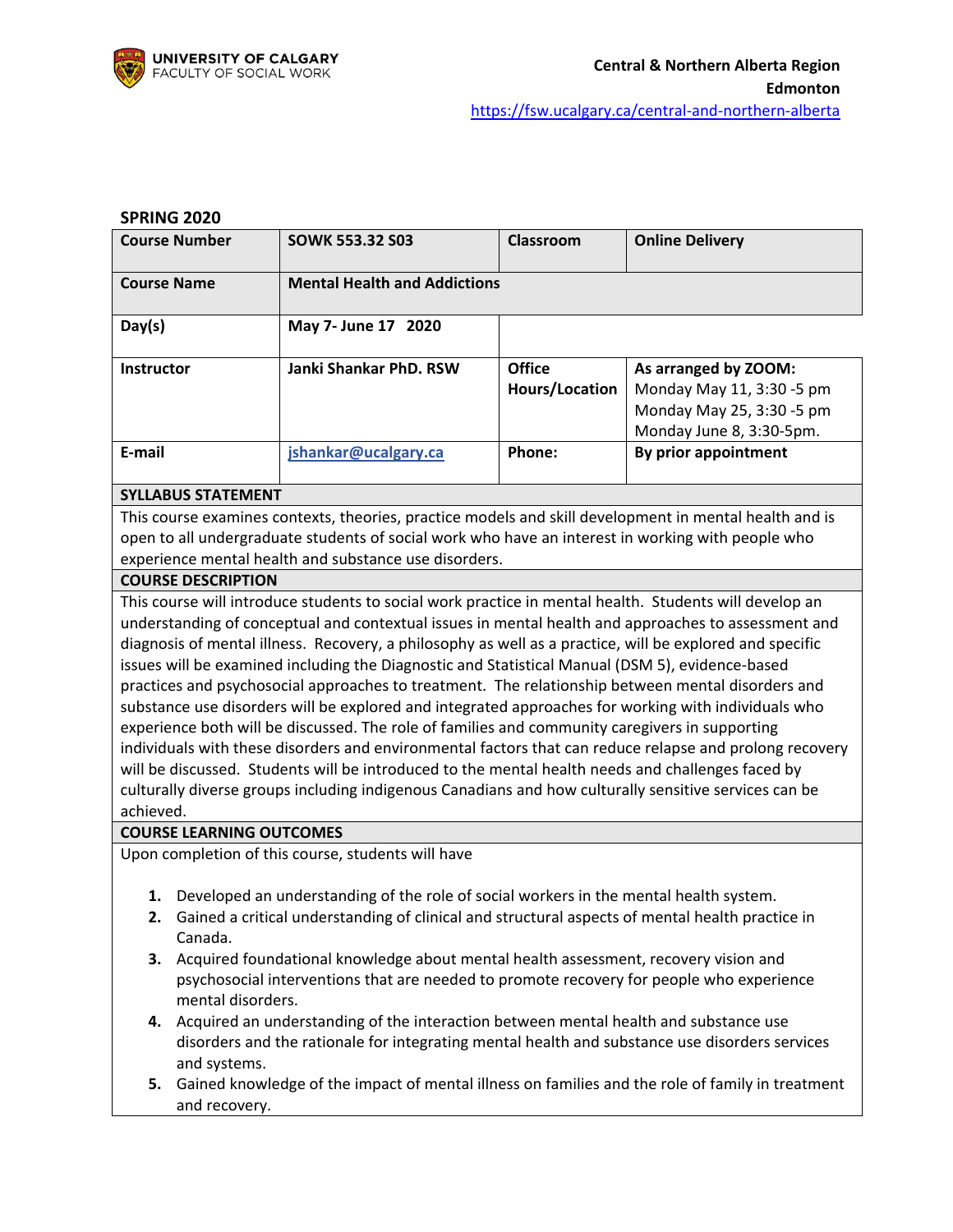UNIVERSITY OF CALGARY
FACULTY OF SOCIAL WORK

**Central & Northern Alberta Region**
**Edmonton**
https://fsw.ucalgary.ca/central-and-northern-alberta

**SPRING 2020**

| **Course Number** | **SOWK 553.32 S03** | **Classroom** | **Online Delivery** |
|---|---|---|---|
| **Course Name** | **Mental Health and Addictions** | | |
| **Day(s)** | **May 7- June 17 2020** | | |
| **Instructor** | **Janki Shankar PhD. RSW** | **Office Hours/Location** | **As arranged by ZOOM:** Monday May 11, 3:30 -5 pm Monday May 25, 3:30 -5 pm Monday June 8, 3:30-5pm. |
| **E-mail** | jshankar@ucalgary.ca | **Phone:** | **By prior appointment** |

**SYLLABUS STATEMENT**

This course examines contexts, theories, practice models and skill development in mental health and is open to all undergraduate students of social work who have an interest in working with people who experience mental health and substance use disorders.

**COURSE DESCRIPTION**

This course will introduce students to social work practice in mental health. Students will develop an understanding of conceptual and contextual issues in mental health and approaches to assessment and diagnosis of mental illness. Recovery, a philosophy as well as a practice, will be explored and specific issues will be examined including the Diagnostic and Statistical Manual (DSM 5), evidence-based practices and psychosocial approaches to treatment. The relationship between mental disorders and substance use disorders will be explored and integrated approaches for working with individuals who experience both will be discussed. The role of families and community caregivers in supporting individuals with these disorders and environmental factors that can reduce relapse and prolong recovery will be discussed. Students will be introduced to the mental health needs and challenges faced by culturally diverse groups including indigenous Canadians and how culturally sensitive services can be achieved.

**COURSE LEARNING OUTCOMES**

Upon completion of this course, students will have

1. Developed an understanding of the role of social workers in the mental health system.
2. Gained a critical understanding of clinical and structural aspects of mental health practice in Canada.
3. Acquired foundational knowledge about mental health assessment, recovery vision and psychosocial interventions that are needed to promote recovery for people who experience mental disorders.
4. Acquired an understanding of the interaction between mental health and substance use disorders and the rationale for integrating mental health and substance use disorders services and systems.
5. Gained knowledge of the impact of mental illness on families and the role of family in treatment and recovery.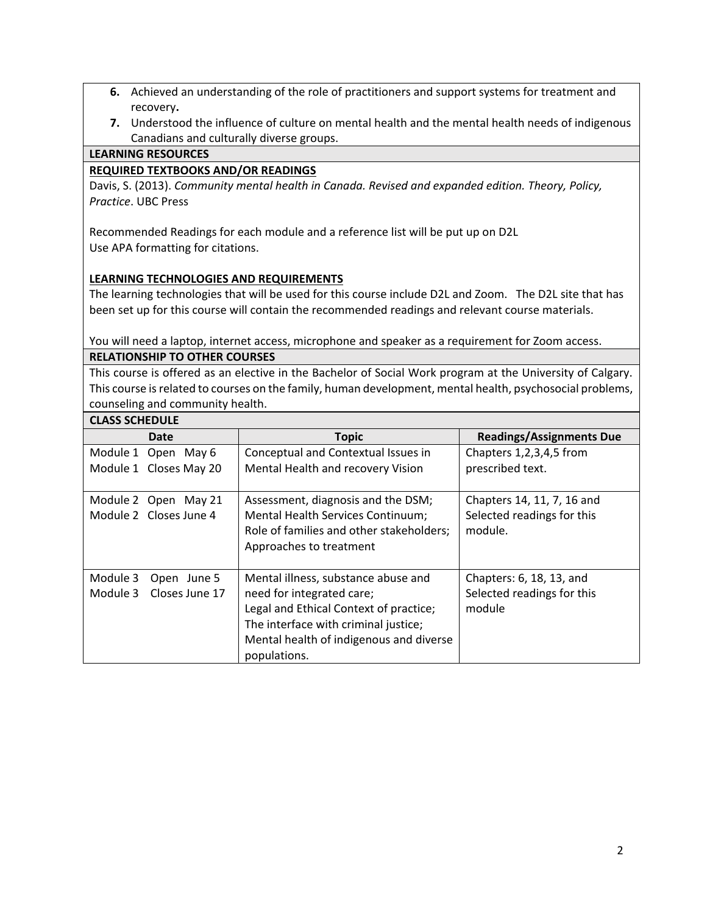6. Achieved an understanding of the role of practitioners and support systems for treatment and recovery**.**
7. Understood the influence of culture on mental health and the mental health needs of indigenous Canadians and culturally diverse groups.

## LEARNING RESOURCES

### REQUIRED TEXTBOOKS AND/OR READINGS

Davis, S. (2013). *Community mental health in Canada. Revised and expanded edition. Theory, Policy, Practice*. UBC Press

Recommended Readings for each module and a reference list will be put up on D2L
Use APA formatting for citations.

### LEARNING TECHNOLOGIES AND REQUIREMENTS

The learning technologies that will be used for this course include D2L and Zoom. The D2L site that has been set up for this course will contain the recommended readings and relevant course materials.

You will need a laptop, internet access, microphone and speaker as a requirement for Zoom access.

## RELATIONSHIP TO OTHER COURSES

This course is offered as an elective in the Bachelor of Social Work program at the University of Calgary. This course is related to courses on the family, human development, mental health, psychosocial problems, counseling and community health.

## CLASS SCHEDULE

| Date | Topic | Readings/Assignments Due |
|---|---|---|
| Module 1 Open May 6<br>Module 1 Closes May 20 | Conceptual and Contextual Issues in Mental Health and recovery Vision | Chapters 1,2,3,4,5 from prescribed text. |
| Module 2 Open May 21<br>Module 2 Closes June 4 | Assessment, diagnosis and the DSM;<br>Mental Health Services Continuum;<br>Role of families and other stakeholders;<br>Approaches to treatment | Chapters 14, 11, 7, 16 and Selected readings for this module. |
| Module 3 Open June 5<br>Module 3 Closes June 17 | Mental illness, substance abuse and need for integrated care;<br>Legal and Ethical Context of practice;<br>The interface with criminal justice;<br>Mental health of indigenous and diverse populations. | Chapters: 6, 18, 13, and Selected readings for this module |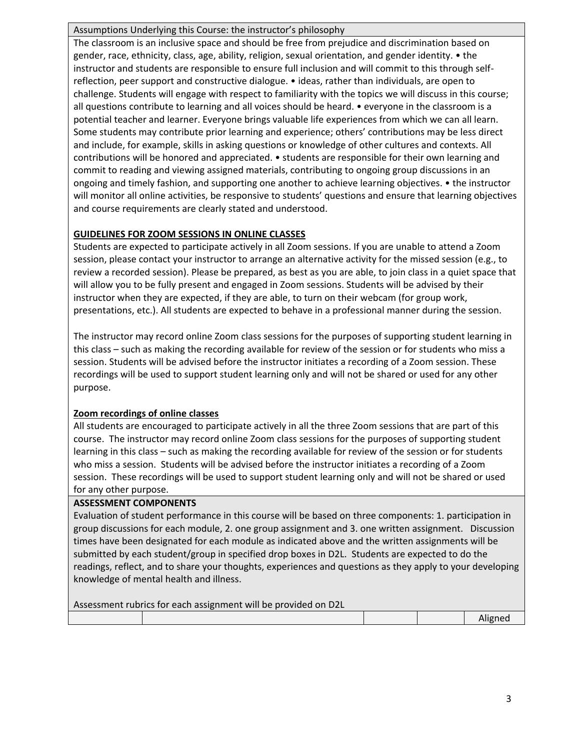Assumptions Underlying this Course: the instructor's philosophy

The classroom is an inclusive space and should be free from prejudice and discrimination based on gender, race, ethnicity, class, age, ability, religion, sexual orientation, and gender identity. • the instructor and students are responsible to ensure full inclusion and will commit to this through self-reflection, peer support and constructive dialogue. • ideas, rather than individuals, are open to challenge. Students will engage with respect to familiarity with the topics we will discuss in this course; all questions contribute to learning and all voices should be heard. • everyone in the classroom is a potential teacher and learner. Everyone brings valuable life experiences from which we can all learn. Some students may contribute prior learning and experience; others' contributions may be less direct and include, for example, skills in asking questions or knowledge of other cultures and contexts. All contributions will be honored and appreciated. • students are responsible for their own learning and commit to reading and viewing assigned materials, contributing to ongoing group discussions in an ongoing and timely fashion, and supporting one another to achieve learning objectives. • the instructor will monitor all online activities, be responsive to students' questions and ensure that learning objectives and course requirements are clearly stated and understood.

**GUIDELINES FOR ZOOM SESSIONS IN ONLINE CLASSES**

Students are expected to participate actively in all Zoom sessions. If you are unable to attend a Zoom session, please contact your instructor to arrange an alternative activity for the missed session (e.g., to review a recorded session). Please be prepared, as best as you are able, to join class in a quiet space that will allow you to be fully present and engaged in Zoom sessions. Students will be advised by their instructor when they are expected, if they are able, to turn on their webcam (for group work, presentations, etc.). All students are expected to behave in a professional manner during the session.

The instructor may record online Zoom class sessions for the purposes of supporting student learning in this class – such as making the recording available for review of the session or for students who miss a session. Students will be advised before the instructor initiates a recording of a Zoom session. These recordings will be used to support student learning only and will not be shared or used for any other purpose.

**Zoom recordings of online classes**

All students are encouraged to participate actively in all the three Zoom sessions that are part of this course. The instructor may record online Zoom class sessions for the purposes of supporting student learning in this class – such as making the recording available for review of the session or for students who miss a session. Students will be advised before the instructor initiates a recording of a Zoom session. These recordings will be used to support student learning only and will not be shared or used for any other purpose.

**ASSESSMENT COMPONENTS**

Evaluation of student performance in this course will be based on three components: 1. participation in group discussions for each module, 2. one group assignment and 3. one written assignment. Discussion times have been designated for each module as indicated above and the written assignments will be submitted by each student/group in specified drop boxes in D2L. Students are expected to do the readings, reflect, and to share your thoughts, experiences and questions as they apply to your developing knowledge of mental health and illness.

Assessment rubrics for each assignment will be provided on D2L

| | | | | Aligned |
|---|---|---|---|---|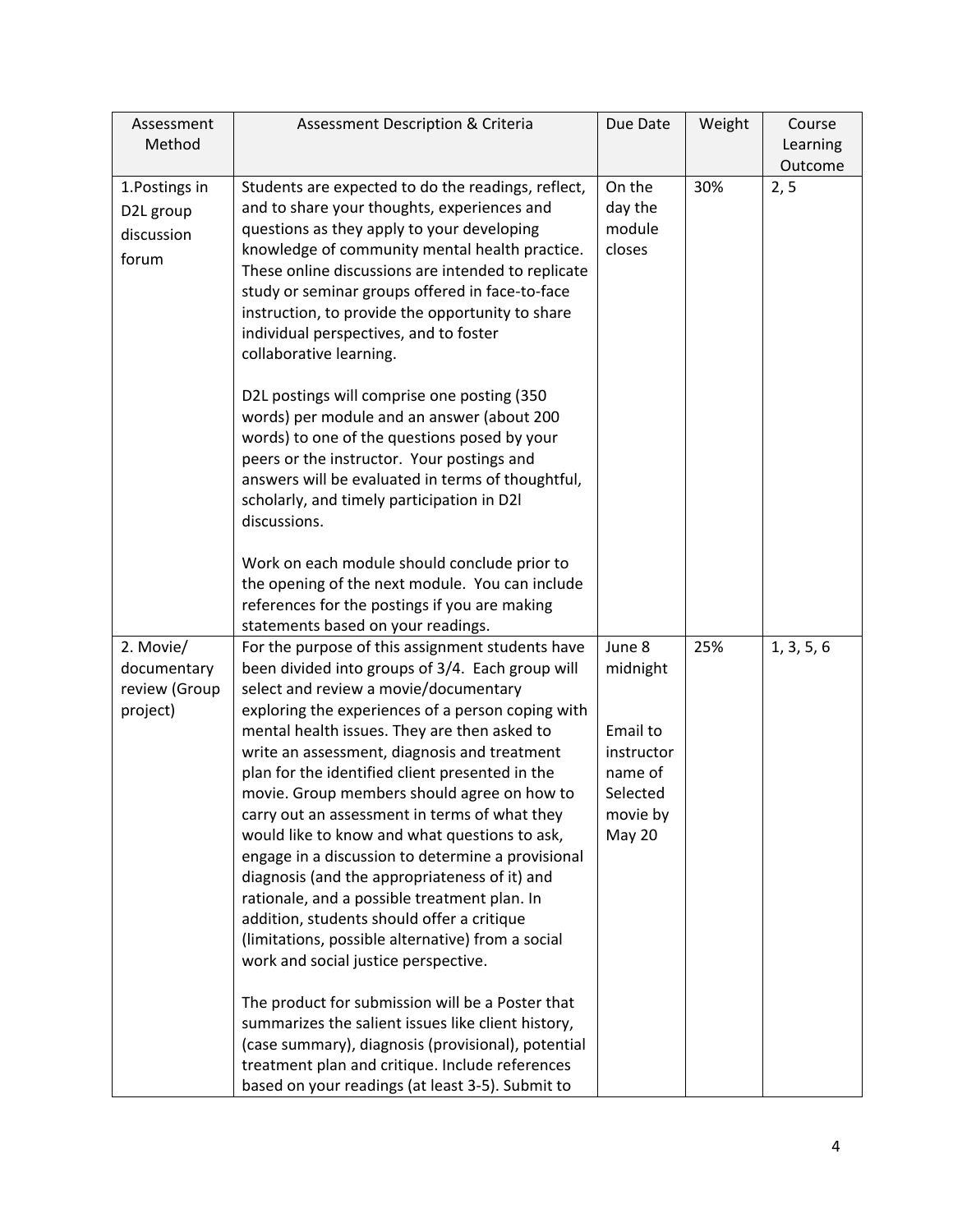| Assessment Method | Assessment Description & Criteria | Due Date | Weight | Course Learning Outcome |
|---|---|---|---|---|
| 1.Postings in D2L group discussion forum | Students are expected to do the readings, reflect, and to share your thoughts, experiences and questions as they apply to your developing knowledge of community mental health practice. These online discussions are intended to replicate study or seminar groups offered in face-to-face instruction, to provide the opportunity to share individual perspectives, and to foster collaborative learning.<br><br>D2L postings will comprise one posting (350 words) per module and an answer (about 200 words) to one of the questions posed by your peers or the instructor. Your postings and answers will be evaluated in terms of thoughtful, scholarly, and timely participation in D2l discussions.<br><br>Work on each module should conclude prior to the opening of the next module. You can include references for the postings if you are making statements based on your readings. | On the day the module closes | 30% | 2, 5 |
| 2. Movie/ documentary review (Group project) | For the purpose of this assignment students have been divided into groups of 3/4. Each group will select and review a movie/documentary exploring the experiences of a person coping with mental health issues. They are then asked to write an assessment, diagnosis and treatment plan for the identified client presented in the movie. Group members should agree on how to carry out an assessment in terms of what they would like to know and what questions to ask, engage in a discussion to determine a provisional diagnosis (and the appropriateness of it) and rationale, and a possible treatment plan. In addition, students should offer a critique (limitations, possible alternative) from a social work and social justice perspective.<br><br>The product for submission will be a Poster that summarizes the salient issues like client history, (case summary), diagnosis (provisional), potential treatment plan and critique. Include references based on your readings (at least 3-5). Submit to | June 8 midnight<br><br>Email to instructor name of Selected movie by May 20 | 25% | 1, 3, 5, 6 |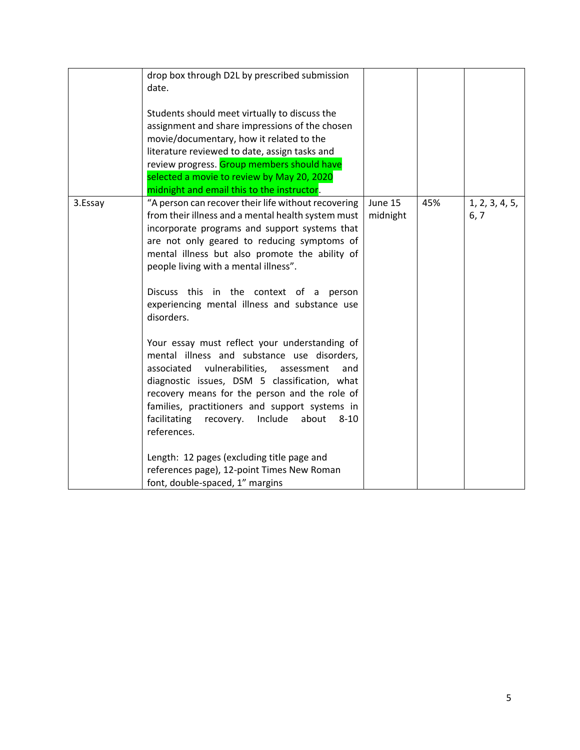| | | | | |
|---|---|---|---|---|
| | drop box through D2L by prescribed submission date.<br><br>Students should meet virtually to discuss the assignment and share impressions of the chosen movie/documentary, how it related to the literature reviewed to date, assign tasks and review progress. Group members should have selected a movie to review by May 20, 2020 midnight and email this to the instructor. | | | |
| 3.Essay | "A person can recover their life without recovering from their illness and a mental health system must incorporate programs and support systems that are not only geared to reducing symptoms of mental illness but also promote the ability of people living with a mental illness".<br><br>Discuss this in the context of a person experiencing mental illness and substance use disorders.<br><br>Your essay must reflect your understanding of mental illness and substance use disorders, associated vulnerabilities, assessment and diagnostic issues, DSM 5 classification, what recovery means for the person and the role of families, practitioners and support systems in facilitating recovery. Include about 8-10 references.<br><br>Length: 12 pages (excluding title page and references page), 12-point Times New Roman font, double-spaced, 1" margins | June 15 midnight | 45% | 1, 2, 3, 4, 5, 6, 7 |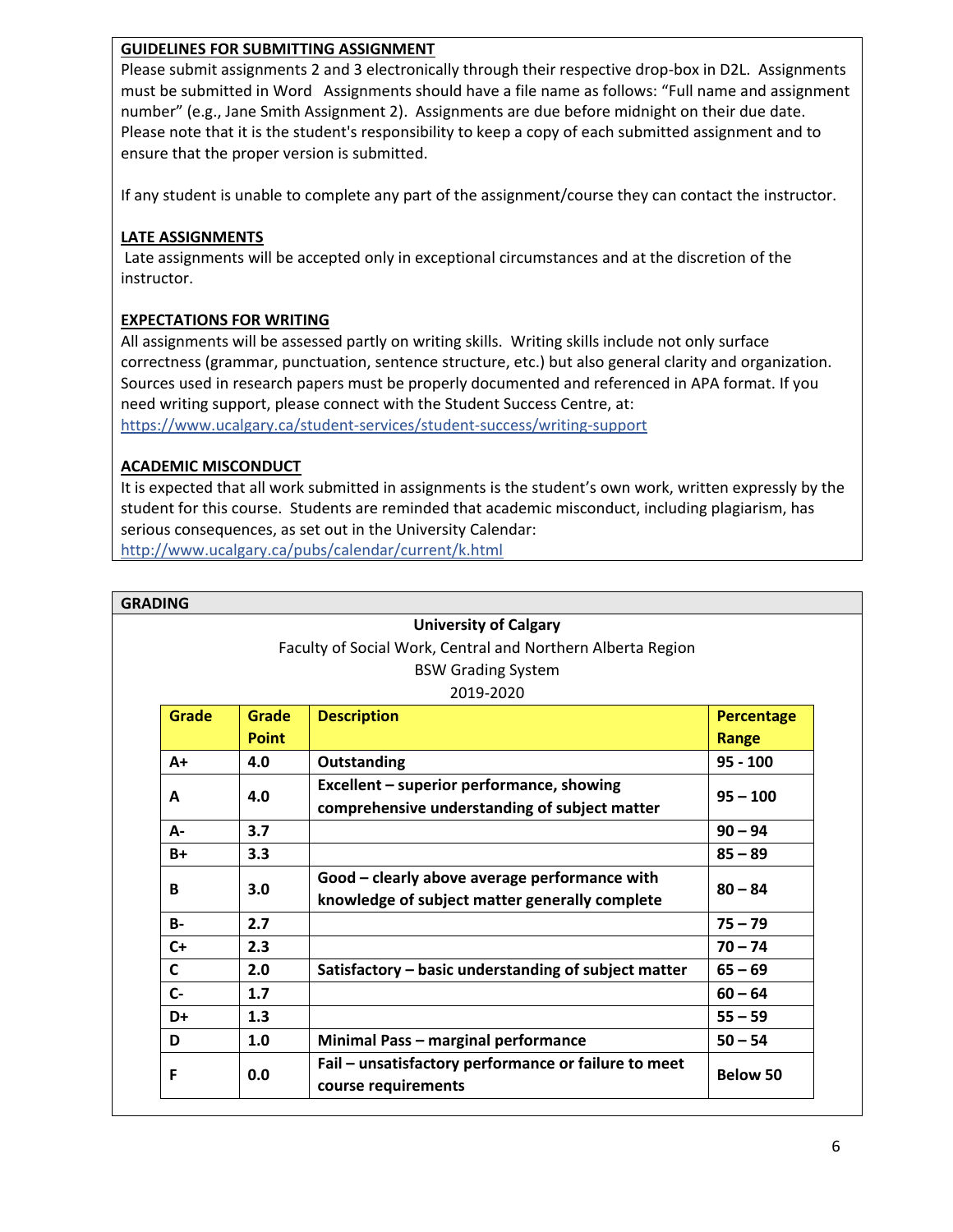## GUIDELINES FOR SUBMITTING ASSIGNMENT

Please submit assignments 2 and 3 electronically through their respective drop-box in D2L. Assignments must be submitted in Word Assignments should have a file name as follows: "Full name and assignment number" (e.g., Jane Smith Assignment 2). Assignments are due before midnight on their due date. Please note that it is the student's responsibility to keep a copy of each submitted assignment and to ensure that the proper version is submitted.

If any student is unable to complete any part of the assignment/course they can contact the instructor.

## LATE ASSIGNMENTS

Late assignments will be accepted only in exceptional circumstances and at the discretion of the instructor.

## EXPECTATIONS FOR WRITING

All assignments will be assessed partly on writing skills. Writing skills include not only surface correctness (grammar, punctuation, sentence structure, etc.) but also general clarity and organization. Sources used in research papers must be properly documented and referenced in APA format. If you need writing support, please connect with the Student Success Centre, at: https://www.ucalgary.ca/student-services/student-success/writing-support

## ACADEMIC MISCONDUCT

It is expected that all work submitted in assignments is the student's own work, written expressly by the student for this course. Students are reminded that academic misconduct, including plagiarism, has serious consequences, as set out in the University Calendar: http://www.ucalgary.ca/pubs/calendar/current/k.html

## GRADING

**University of Calgary**

Faculty of Social Work, Central and Northern Alberta Region

BSW Grading System

2019-2020

| Grade | Grade Point | Description | Percentage Range |
|---|---|---|---|
| **A+** | **4.0** | **Outstanding** | **95 - 100** |
| **A** | **4.0** | **Excellent – superior performance, showing comprehensive understanding of subject matter** | **95 – 100** |
| **A-** | **3.7** | | **90 – 94** |
| **B+** | **3.3** | | **85 – 89** |
| **B** | **3.0** | **Good – clearly above average performance with knowledge of subject matter generally complete** | **80 – 84** |
| **B-** | **2.7** | | **75 – 79** |
| **C+** | **2.3** | | **70 – 74** |
| **C** | **2.0** | **Satisfactory – basic understanding of subject matter** | **65 – 69** |
| **C-** | **1.7** | | **60 – 64** |
| **D+** | **1.3** | | **55 – 59** |
| **D** | **1.0** | **Minimal Pass – marginal performance** | **50 – 54** |
| **F** | **0.0** | **Fail – unsatisfactory performance or failure to meet course requirements** | **Below 50** |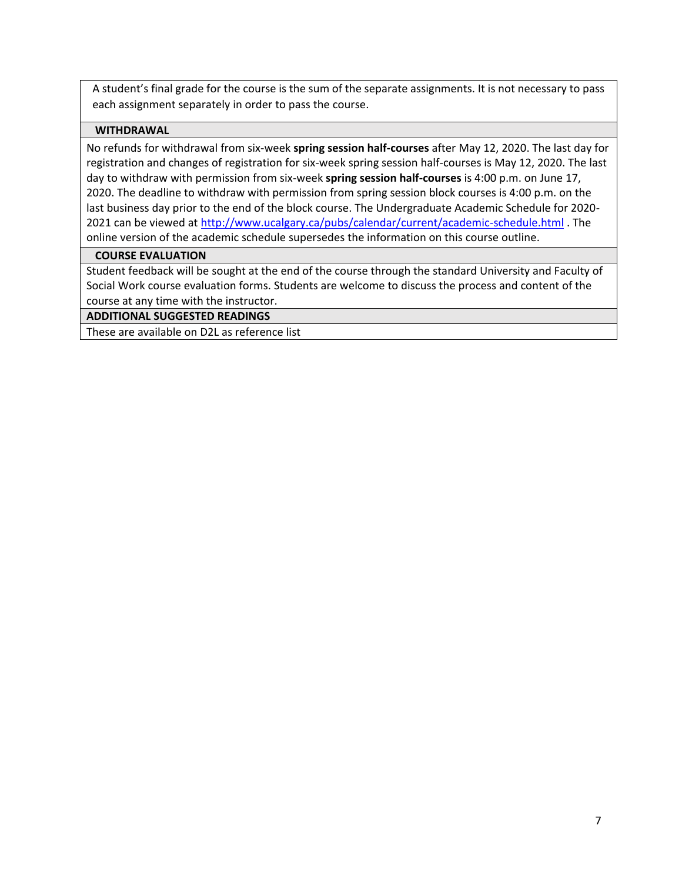A student's final grade for the course is the sum of the separate assignments. It is not necessary to pass each assignment separately in order to pass the course.

## WITHDRAWAL

No refunds for withdrawal from six-week **spring session half-courses** after May 12, 2020. The last day for registration and changes of registration for six-week spring session half-courses is May 12, 2020. The last day to withdraw with permission from six-week **spring session half-courses** is 4:00 p.m. on June 17, 2020. The deadline to withdraw with permission from spring session block courses is 4:00 p.m. on the last business day prior to the end of the block course. The Undergraduate Academic Schedule for 2020-2021 can be viewed at http://www.ucalgary.ca/pubs/calendar/current/academic-schedule.html . The online version of the academic schedule supersedes the information on this course outline.

## COURSE EVALUATION

Student feedback will be sought at the end of the course through the standard University and Faculty of Social Work course evaluation forms. Students are welcome to discuss the process and content of the course at any time with the instructor.

## ADDITIONAL SUGGESTED READINGS

These are available on D2L as reference list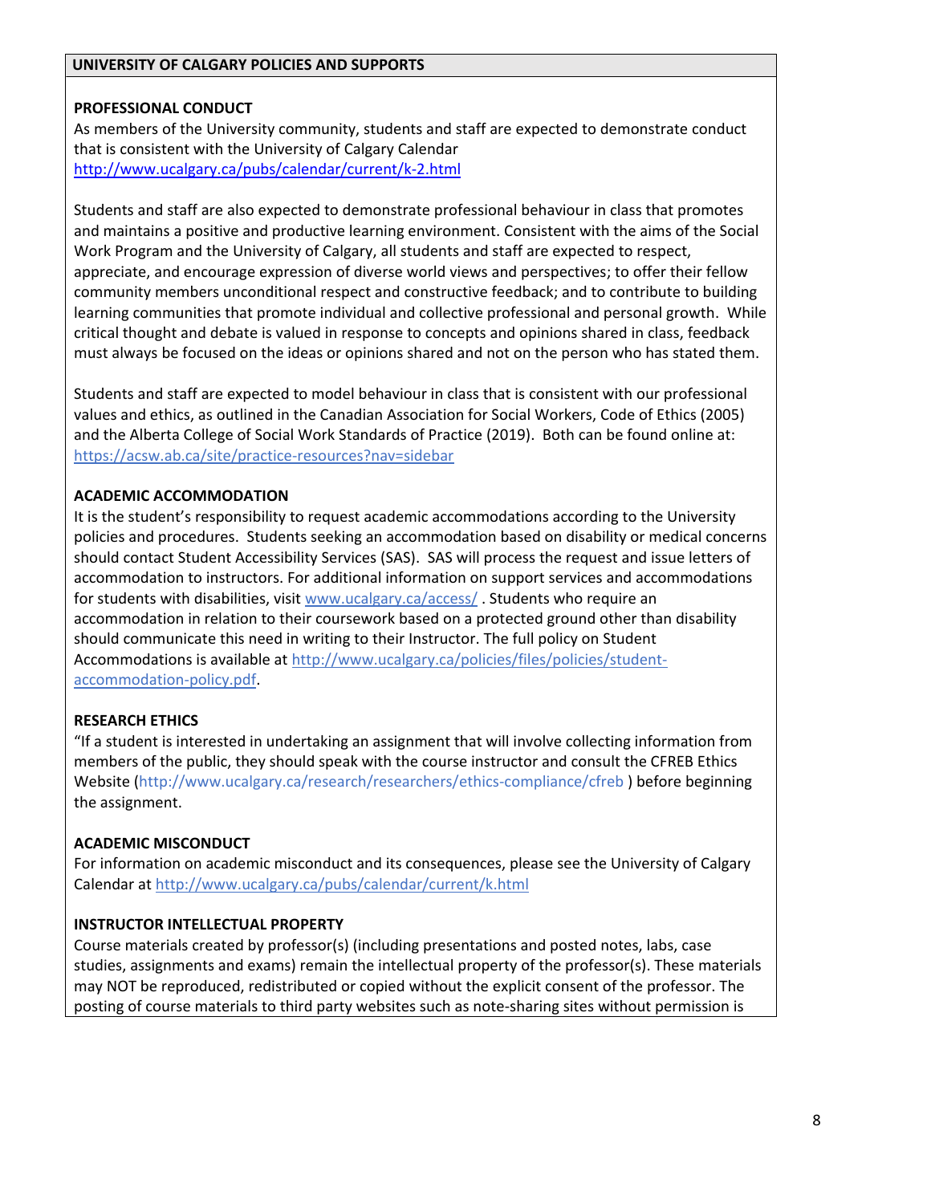## UNIVERSITY OF CALGARY POLICIES AND SUPPORTS

**PROFESSIONAL CONDUCT**

As members of the University community, students and staff are expected to demonstrate conduct that is consistent with the University of Calgary Calendar http://www.ucalgary.ca/pubs/calendar/current/k-2.html

Students and staff are also expected to demonstrate professional behaviour in class that promotes and maintains a positive and productive learning environment. Consistent with the aims of the Social Work Program and the University of Calgary, all students and staff are expected to respect, appreciate, and encourage expression of diverse world views and perspectives; to offer their fellow community members unconditional respect and constructive feedback; and to contribute to building learning communities that promote individual and collective professional and personal growth. While critical thought and debate is valued in response to concepts and opinions shared in class, feedback must always be focused on the ideas or opinions shared and not on the person who has stated them.

Students and staff are expected to model behaviour in class that is consistent with our professional values and ethics, as outlined in the Canadian Association for Social Workers, Code of Ethics (2005) and the Alberta College of Social Work Standards of Practice (2019). Both can be found online at: https://acsw.ab.ca/site/practice-resources?nav=sidebar

**ACADEMIC ACCOMMODATION**

It is the student's responsibility to request academic accommodations according to the University policies and procedures. Students seeking an accommodation based on disability or medical concerns should contact Student Accessibility Services (SAS). SAS will process the request and issue letters of accommodation to instructors. For additional information on support services and accommodations for students with disabilities, visit www.ucalgary.ca/access/ . Students who require an accommodation in relation to their coursework based on a protected ground other than disability should communicate this need in writing to their Instructor. The full policy on Student Accommodations is available at http://www.ucalgary.ca/policies/files/policies/student-accommodation-policy.pdf.

**RESEARCH ETHICS**

"If a student is interested in undertaking an assignment that will involve collecting information from members of the public, they should speak with the course instructor and consult the CFREB Ethics Website (http://www.ucalgary.ca/research/researchers/ethics-compliance/cfreb ) before beginning the assignment.

**ACADEMIC MISCONDUCT**

For information on academic misconduct and its consequences, please see the University of Calgary Calendar at http://www.ucalgary.ca/pubs/calendar/current/k.html

**INSTRUCTOR INTELLECTUAL PROPERTY**

Course materials created by professor(s) (including presentations and posted notes, labs, case studies, assignments and exams) remain the intellectual property of the professor(s). These materials may NOT be reproduced, redistributed or copied without the explicit consent of the professor. The posting of course materials to third party websites such as note-sharing sites without permission is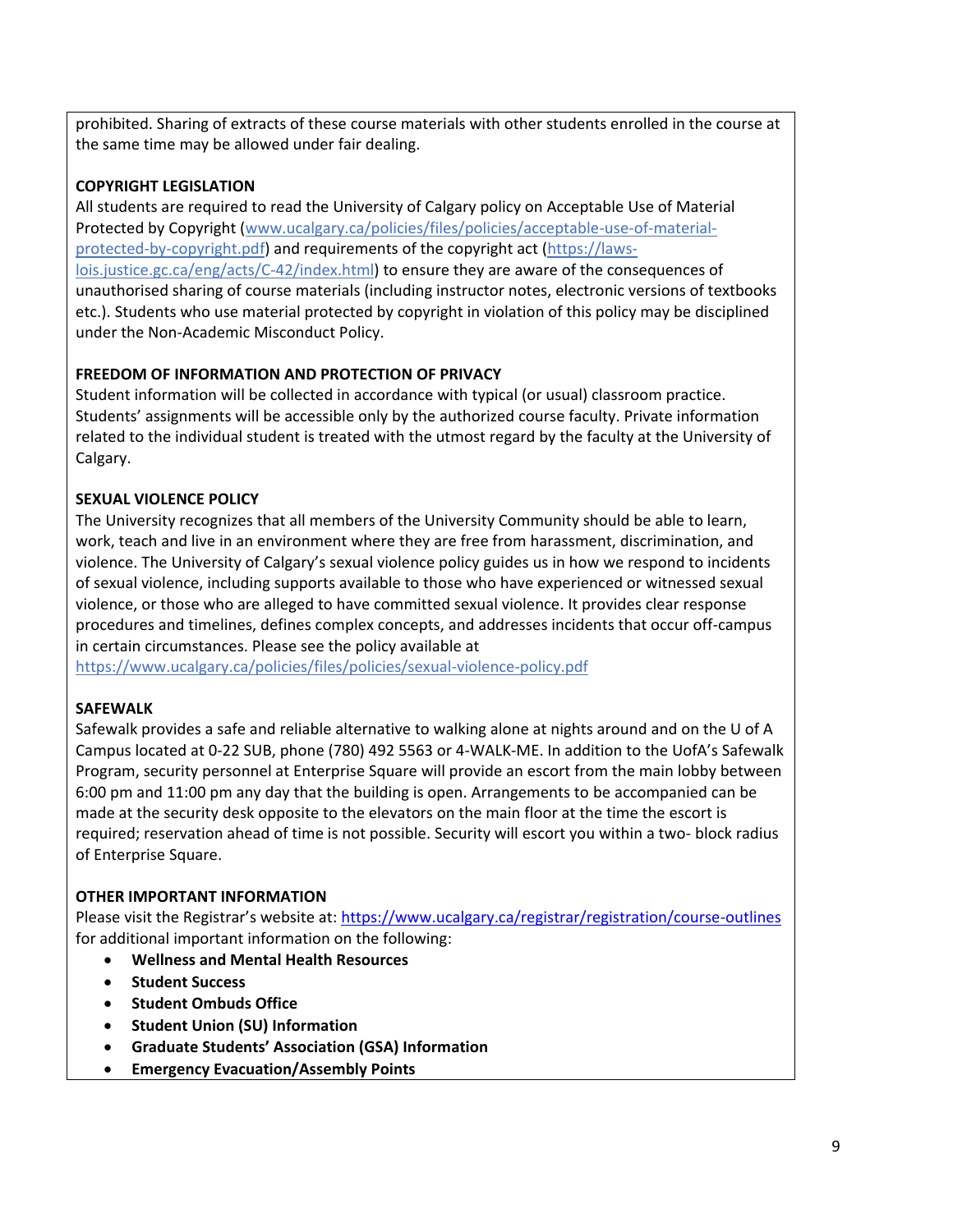prohibited. Sharing of extracts of these course materials with other students enrolled in the course at the same time may be allowed under fair dealing.

**COPYRIGHT LEGISLATION**

All students are required to read the University of Calgary policy on Acceptable Use of Material Protected by Copyright (www.ucalgary.ca/policies/files/policies/acceptable-use-of-material-protected-by-copyright.pdf) and requirements of the copyright act (https://laws-lois.justice.gc.ca/eng/acts/C-42/index.html) to ensure they are aware of the consequences of unauthorised sharing of course materials (including instructor notes, electronic versions of textbooks etc.). Students who use material protected by copyright in violation of this policy may be disciplined under the Non-Academic Misconduct Policy.

**FREEDOM OF INFORMATION AND PROTECTION OF PRIVACY**

Student information will be collected in accordance with typical (or usual) classroom practice. Students' assignments will be accessible only by the authorized course faculty. Private information related to the individual student is treated with the utmost regard by the faculty at the University of Calgary.

**SEXUAL VIOLENCE POLICY**

The University recognizes that all members of the University Community should be able to learn, work, teach and live in an environment where they are free from harassment, discrimination, and violence. The University of Calgary's sexual violence policy guides us in how we respond to incidents of sexual violence, including supports available to those who have experienced or witnessed sexual violence, or those who are alleged to have committed sexual violence. It provides clear response procedures and timelines, defines complex concepts, and addresses incidents that occur off-campus in certain circumstances. Please see the policy available at https://www.ucalgary.ca/policies/files/policies/sexual-violence-policy.pdf

**SAFEWALK**

Safewalk provides a safe and reliable alternative to walking alone at nights around and on the U of A Campus located at 0-22 SUB, phone (780) 492 5563 or 4-WALK-ME. In addition to the UofA's Safewalk Program, security personnel at Enterprise Square will provide an escort from the main lobby between 6:00 pm and 11:00 pm any day that the building is open. Arrangements to be accompanied can be made at the security desk opposite to the elevators on the main floor at the time the escort is required; reservation ahead of time is not possible. Security will escort you within a two- block radius of Enterprise Square.

**OTHER IMPORTANT INFORMATION**

Please visit the Registrar's website at: https://www.ucalgary.ca/registrar/registration/course-outlines for additional important information on the following:

- **Wellness and Mental Health Resources**
- **Student Success**
- **Student Ombuds Office**
- **Student Union (SU) Information**
- **Graduate Students' Association (GSA) Information**
- **Emergency Evacuation/Assembly Points**